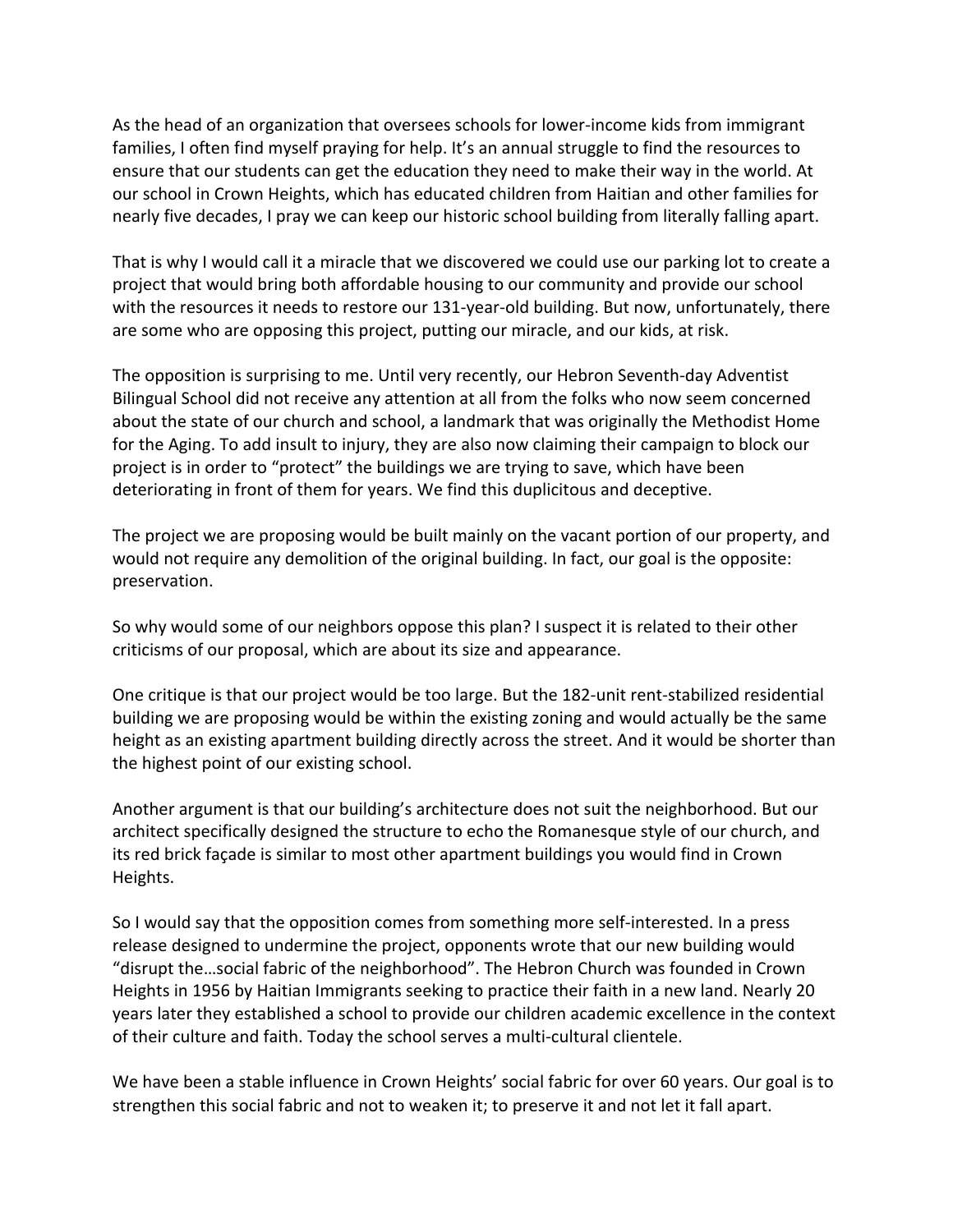As the head of an organization that oversees schools for lower-income kids from immigrant families, I often find myself praying for help. It's an annual struggle to find the resources to ensure that our students can get the education they need to make their way in the world. At our school in Crown Heights, which has educated children from Haitian and other families for nearly five decades, I pray we can keep our historic school building from literally falling apart.

That is why I would call it a miracle that we discovered we could use our parking lot to create a project that would bring both affordable housing to our community and provide our school with the resources it needs to restore our 131-year-old building. But now, unfortunately, there are some who are opposing this project, putting our miracle, and our kids, at risk.

The opposition is surprising to me. Until very recently, our Hebron Seventh-day Adventist Bilingual School did not receive any attention at all from the folks who now seem concerned about the state of our church and school, a landmark that was originally the Methodist Home for the Aging. To add insult to injury, they are also now claiming their campaign to block our project is in order to "protect" the buildings we are trying to save, which have been deteriorating in front of them for years. We find this duplicitous and deceptive.

The project we are proposing would be built mainly on the vacant portion of our property, and would not require any demolition of the original building. In fact, our goal is the opposite: preservation.

So why would some of our neighbors oppose this plan? I suspect it is related to their other criticisms of our proposal, which are about its size and appearance.

One critique is that our project would be too large. But the 182-unit rent-stabilized residential building we are proposing would be within the existing zoning and would actually be the same height as an existing apartment building directly across the street. And it would be shorter than the highest point of our existing school.

Another argument is that our building's architecture does not suit the neighborhood. But our architect specifically designed the structure to echo the Romanesque style of our church, and its red brick façade is similar to most other apartment buildings you would find in Crown Heights.

So I would say that the opposition comes from something more self-interested. In a press release designed to undermine the project, opponents wrote that our new building would "disrupt the…social fabric of the neighborhood". The Hebron Church was founded in Crown Heights in 1956 by Haitian Immigrants seeking to practice their faith in a new land. Nearly 20 years later they established a school to provide our children academic excellence in the context of their culture and faith. Today the school serves a multi-cultural clientele.

We have been a stable influence in Crown Heights' social fabric for over 60 years. Our goal is to strengthen this social fabric and not to weaken it; to preserve it and not let it fall apart.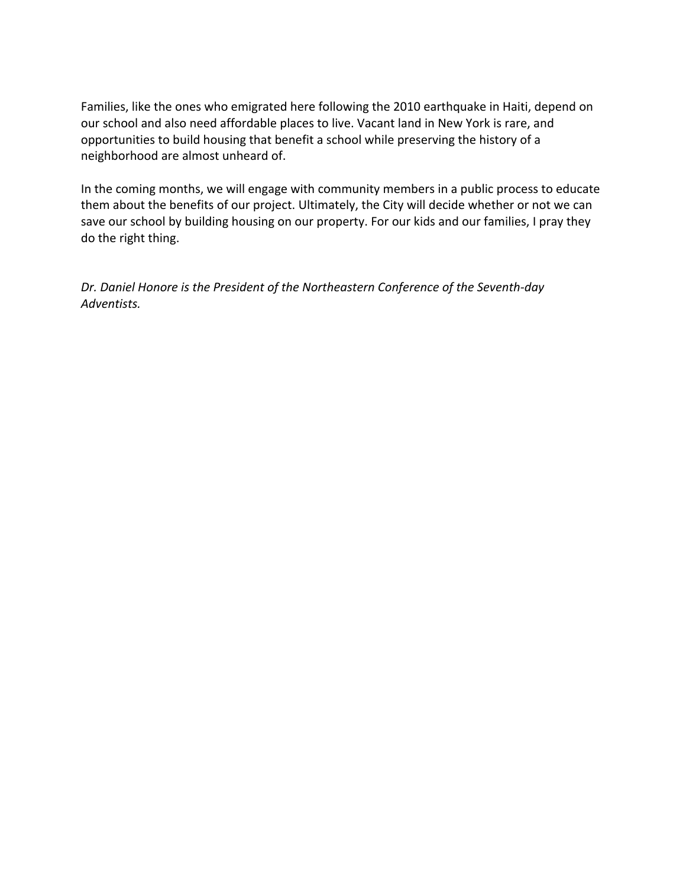Families, like the ones who emigrated here following the 2010 earthquake in Haiti, depend on our school and also need affordable places to live. Vacant land in New York is rare, and opportunities to build housing that benefit a school while preserving the history of a neighborhood are almost unheard of.

In the coming months, we will engage with community members in a public process to educate them about the benefits of our project. Ultimately, the City will decide whether or not we can save our school by building housing on our property. For our kids and our families, I pray they do the right thing.

*Dr. Daniel Honore is the President of the Northeastern Conference of the Seventh-day Adventists.*